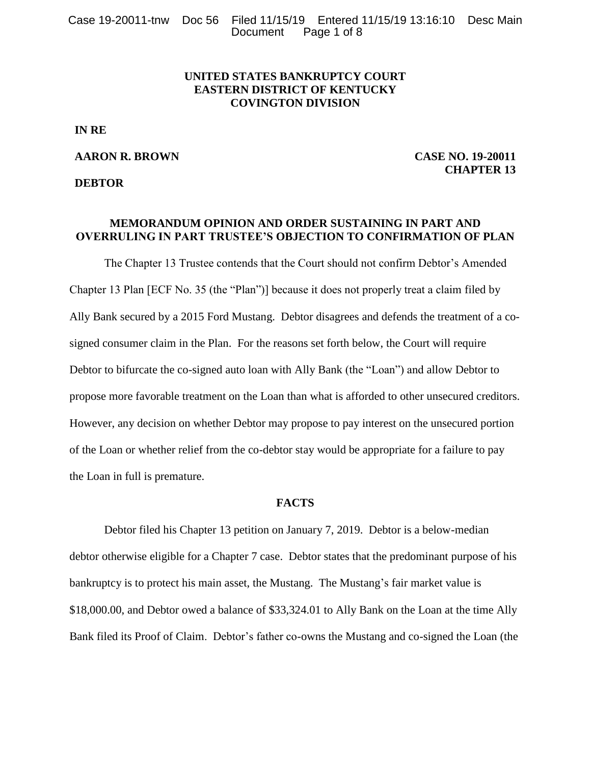**UNITED STATES BANKRUPTCY COURT**
**EASTERN DISTRICT OF KENTUCKY**
**COVINGTON DIVISION**

**IN RE**

**AARON R. BROWN** **CASE NO. 19-20011**
**CHAPTER 13**

**DEBTOR**

**MEMORANDUM OPINION AND ORDER SUSTAINING IN PART AND OVERRULING IN PART TRUSTEE'S OBJECTION TO CONFIRMATION OF PLAN**

The Chapter 13 Trustee contends that the Court should not confirm Debtor's Amended Chapter 13 Plan [ECF No. 35 (the "Plan")] because it does not properly treat a claim filed by Ally Bank secured by a 2015 Ford Mustang. Debtor disagrees and defends the treatment of a co-signed consumer claim in the Plan. For the reasons set forth below, the Court will require Debtor to bifurcate the co-signed auto loan with Ally Bank (the "Loan") and allow Debtor to propose more favorable treatment on the Loan than what is afforded to other unsecured creditors. However, any decision on whether Debtor may propose to pay interest on the unsecured portion of the Loan or whether relief from the co-debtor stay would be appropriate for a failure to pay the Loan in full is premature.

**FACTS**

Debtor filed his Chapter 13 petition on January 7, 2019. Debtor is a below-median debtor otherwise eligible for a Chapter 7 case. Debtor states that the predominant purpose of his bankruptcy is to protect his main asset, the Mustang. The Mustang's fair market value is \$18,000.00, and Debtor owed a balance of \$33,324.01 to Ally Bank on the Loan at the time Ally Bank filed its Proof of Claim. Debtor's father co-owns the Mustang and co-signed the Loan (the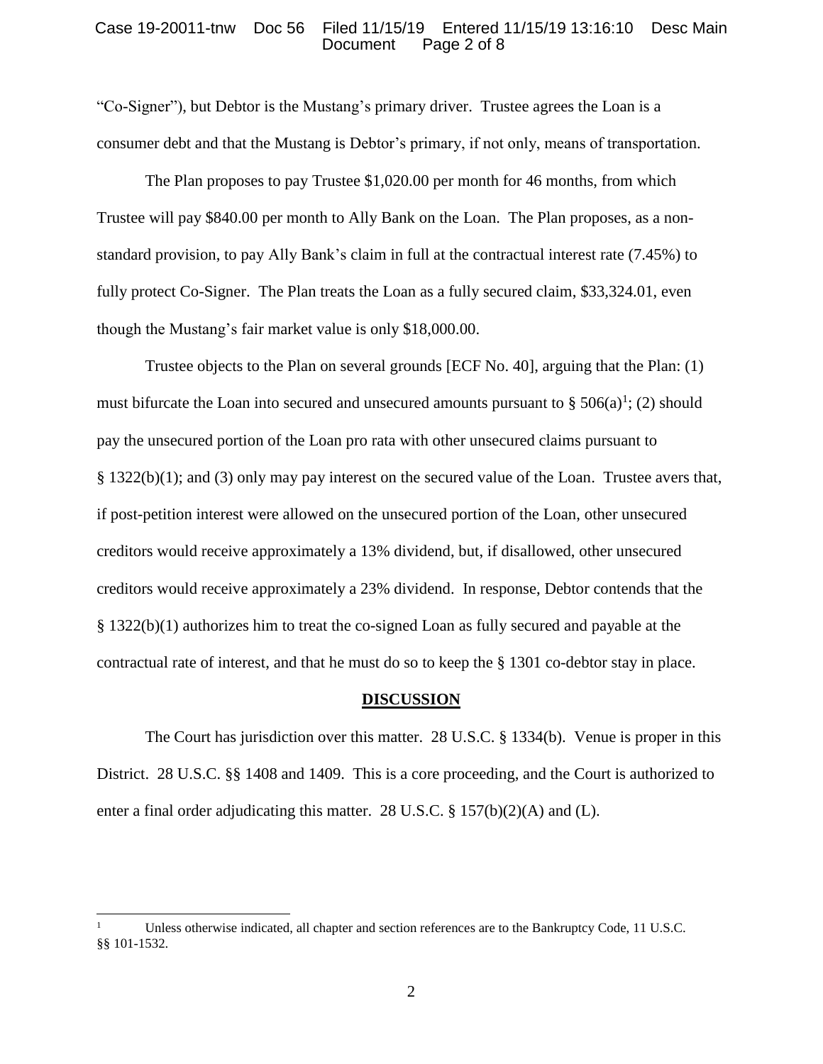"Co-Signer"), but Debtor is the Mustang's primary driver. Trustee agrees the Loan is a consumer debt and that the Mustang is Debtor's primary, if not only, means of transportation.

The Plan proposes to pay Trustee $1,020.00 per month for 46 months, from which Trustee will pay $840.00 per month to Ally Bank on the Loan. The Plan proposes, as a non-standard provision, to pay Ally Bank's claim in full at the contractual interest rate (7.45%) to fully protect Co-Signer. The Plan treats the Loan as a fully secured claim, $33,324.01, even though the Mustang's fair market value is only $18,000.00.

Trustee objects to the Plan on several grounds [ECF No. 40], arguing that the Plan: (1) must bifurcate the Loan into secured and unsecured amounts pursuant to § 506(a)[1]; (2) should pay the unsecured portion of the Loan pro rata with other unsecured claims pursuant to § 1322(b)(1); and (3) only may pay interest on the secured value of the Loan. Trustee avers that, if post-petition interest were allowed on the unsecured portion of the Loan, other unsecured creditors would receive approximately a 13% dividend, but, if disallowed, other unsecured creditors would receive approximately a 23% dividend. In response, Debtor contends that the § 1322(b)(1) authorizes him to treat the co-signed Loan as fully secured and payable at the contractual rate of interest, and that he must do so to keep the § 1301 co-debtor stay in place.

## DISCUSSION

The Court has jurisdiction over this matter. 28 U.S.C. § 1334(b). Venue is proper in this District. 28 U.S.C. §§ 1408 and 1409. This is a core proceeding, and the Court is authorized to enter a final order adjudicating this matter. 28 U.S.C. § 157(b)(2)(A) and (L).

---

[1] Unless otherwise indicated, all chapter and section references are to the Bankruptcy Code, 11 U.S.C. §§ 101-1532.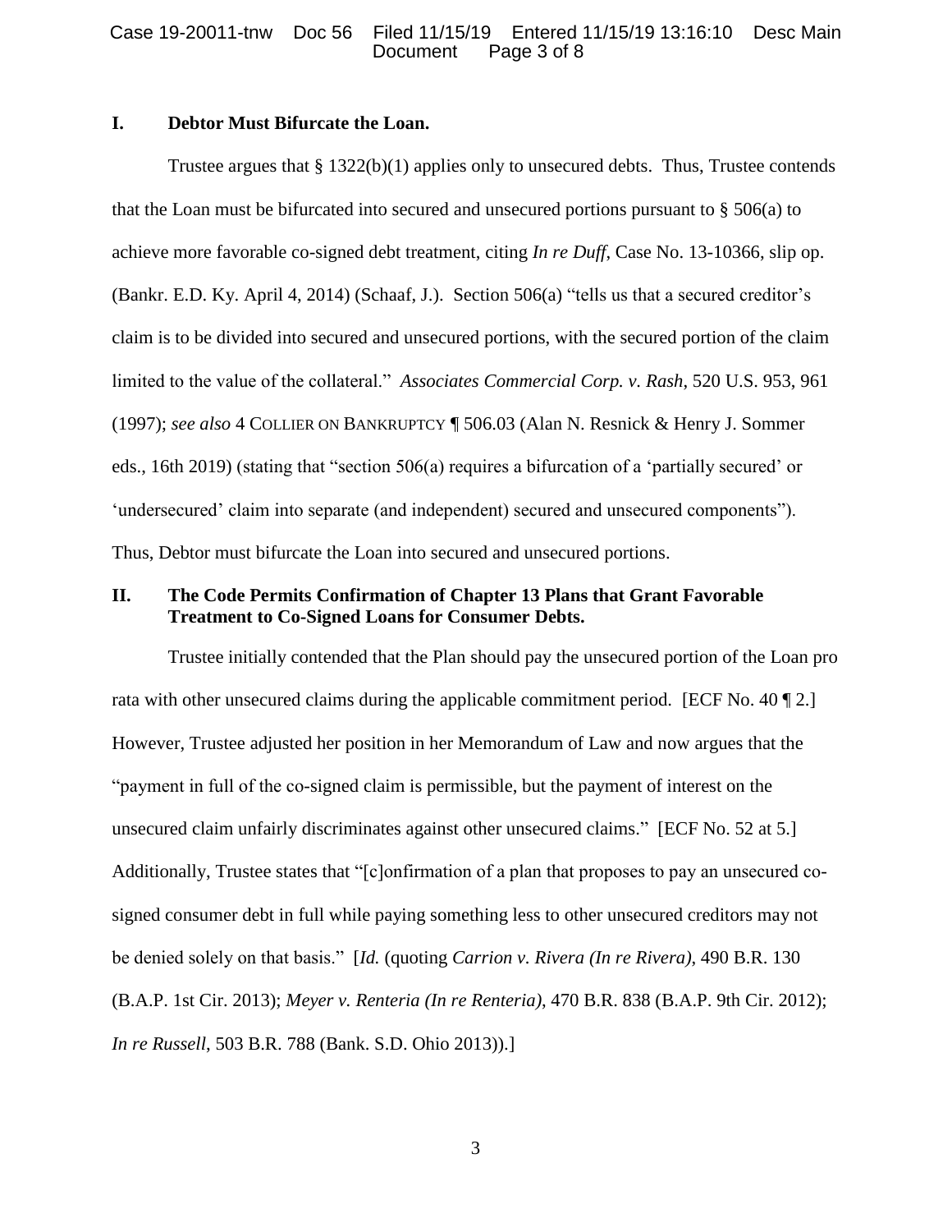## I. Debtor Must Bifurcate the Loan.

Trustee argues that § 1322(b)(1) applies only to unsecured debts. Thus, Trustee contends that the Loan must be bifurcated into secured and unsecured portions pursuant to § 506(a) to achieve more favorable co-signed debt treatment, citing *In re Duff*, Case No. 13-10366, slip op. (Bankr. E.D. Ky. April 4, 2014) (Schaaf, J.). Section 506(a) "tells us that a secured creditor's claim is to be divided into secured and unsecured portions, with the secured portion of the claim limited to the value of the collateral." *Associates Commercial Corp. v. Rash*, 520 U.S. 953, 961 (1997); *see also* 4 COLLIER ON BANKRUPTCY ¶ 506.03 (Alan N. Resnick & Henry J. Sommer eds., 16th 2019) (stating that "section 506(a) requires a bifurcation of a 'partially secured' or 'undersecured' claim into separate (and independent) secured and unsecured components"). Thus, Debtor must bifurcate the Loan into secured and unsecured portions.

## II. The Code Permits Confirmation of Chapter 13 Plans that Grant Favorable Treatment to Co-Signed Loans for Consumer Debts.

Trustee initially contended that the Plan should pay the unsecured portion of the Loan pro rata with other unsecured claims during the applicable commitment period. [ECF No. 40 ¶ 2.] However, Trustee adjusted her position in her Memorandum of Law and now argues that the "payment in full of the co-signed claim is permissible, but the payment of interest on the unsecured claim unfairly discriminates against other unsecured claims." [ECF No. 52 at 5.] Additionally, Trustee states that "[c]onfirmation of a plan that proposes to pay an unsecured co-signed consumer debt in full while paying something less to other unsecured creditors may not be denied solely on that basis." [*Id.* (quoting *Carrion v. Rivera (In re Rivera)*, 490 B.R. 130 (B.A.P. 1st Cir. 2013); *Meyer v. Renteria (In re Renteria)*, 470 B.R. 838 (B.A.P. 9th Cir. 2012); *In re Russell*, 503 B.R. 788 (Bank. S.D. Ohio 2013)).]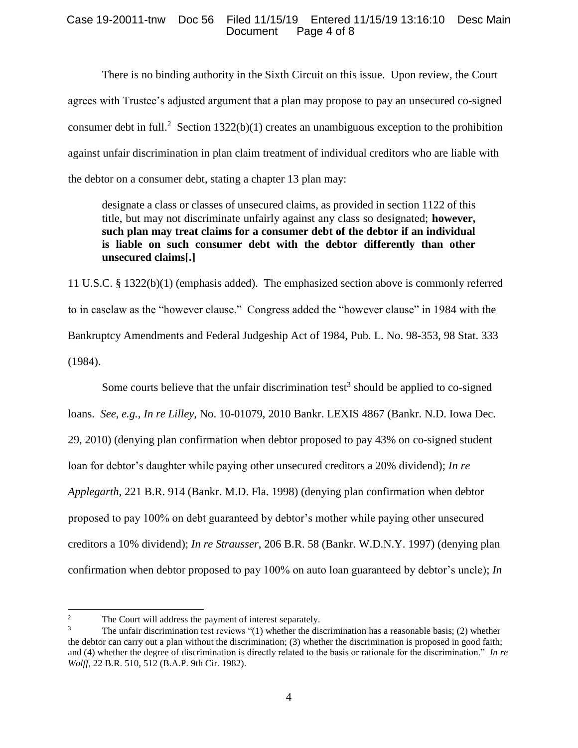There is no binding authority in the Sixth Circuit on this issue. Upon review, the Court agrees with Trustee's adjusted argument that a plan may propose to pay an unsecured co-signed consumer debt in full.[2] Section 1322(b)(1) creates an unambiguous exception to the prohibition against unfair discrimination in plan claim treatment of individual creditors who are liable with the debtor on a consumer debt, stating a chapter 13 plan may:

> designate a class or classes of unsecured claims, as provided in section 1122 of this title, but may not discriminate unfairly against any class so designated; **however, such plan may treat claims for a consumer debt of the debtor if an individual is liable on such consumer debt with the debtor differently than other unsecured claims[.]**

11 U.S.C. § 1322(b)(1) (emphasis added). The emphasized section above is commonly referred to in caselaw as the "however clause." Congress added the "however clause" in 1984 with the Bankruptcy Amendments and Federal Judgeship Act of 1984, Pub. L. No. 98-353, 98 Stat. 333 (1984).

Some courts believe that the unfair discrimination test[3] should be applied to co-signed loans. *See, e.g.*, *In re Lilley*, No. 10-01079, 2010 Bankr. LEXIS 4867 (Bankr. N.D. Iowa Dec. 29, 2010) (denying plan confirmation when debtor proposed to pay 43% on co-signed student loan for debtor's daughter while paying other unsecured creditors a 20% dividend); *In re Applegarth*, 221 B.R. 914 (Bankr. M.D. Fla. 1998) (denying plan confirmation when debtor proposed to pay 100% on debt guaranteed by debtor's mother while paying other unsecured creditors a 10% dividend); *In re Strausser*, 206 B.R. 58 (Bankr. W.D.N.Y. 1997) (denying plan confirmation when debtor proposed to pay 100% on auto loan guaranteed by debtor's uncle); *In*

---

[2] The Court will address the payment of interest separately.

[3] The unfair discrimination test reviews "(1) whether the discrimination has a reasonable basis; (2) whether the debtor can carry out a plan without the discrimination; (3) whether the discrimination is proposed in good faith; and (4) whether the degree of discrimination is directly related to the basis or rationale for the discrimination." *In re Wolff*, 22 B.R. 510, 512 (B.A.P. 9th Cir. 1982).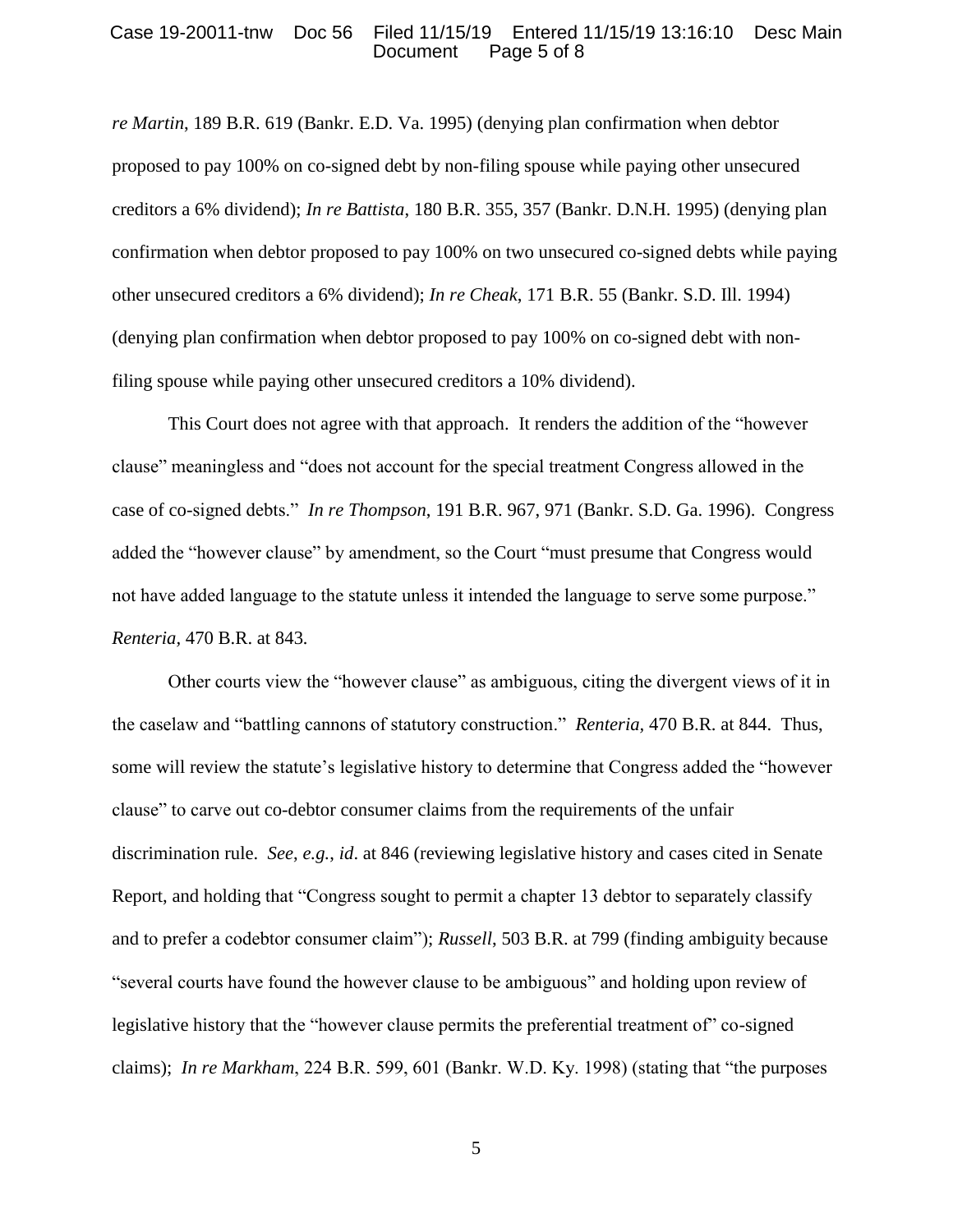*re Martin*, 189 B.R. 619 (Bankr. E.D. Va. 1995) (denying plan confirmation when debtor proposed to pay 100% on co-signed debt by non-filing spouse while paying other unsecured creditors a 6% dividend); *In re Battista*, 180 B.R. 355, 357 (Bankr. D.N.H. 1995) (denying plan confirmation when debtor proposed to pay 100% on two unsecured co-signed debts while paying other unsecured creditors a 6% dividend); *In re Cheak*, 171 B.R. 55 (Bankr. S.D. Ill. 1994) (denying plan confirmation when debtor proposed to pay 100% on co-signed debt with non-filing spouse while paying other unsecured creditors a 10% dividend).

This Court does not agree with that approach. It renders the addition of the "however clause" meaningless and "does not account for the special treatment Congress allowed in the case of co-signed debts." *In re Thompson*, 191 B.R. 967, 971 (Bankr. S.D. Ga. 1996). Congress added the "however clause" by amendment, so the Court "must presume that Congress would not have added language to the statute unless it intended the language to serve some purpose." *Renteria*, 470 B.R. at 843.

Other courts view the "however clause" as ambiguous, citing the divergent views of it in the caselaw and "battling cannons of statutory construction." *Renteria*, 470 B.R. at 844. Thus, some will review the statute's legislative history to determine that Congress added the "however clause" to carve out co-debtor consumer claims from the requirements of the unfair discrimination rule. *See, e.g.*, *id*. at 846 (reviewing legislative history and cases cited in Senate Report, and holding that "Congress sought to permit a chapter 13 debtor to separately classify and to prefer a codebtor consumer claim"); *Russell*, 503 B.R. at 799 (finding ambiguity because "several courts have found the however clause to be ambiguous" and holding upon review of legislative history that the "however clause permits the preferential treatment of" co-signed claims); *In re Markham*, 224 B.R. 599, 601 (Bankr. W.D. Ky. 1998) (stating that "the purposes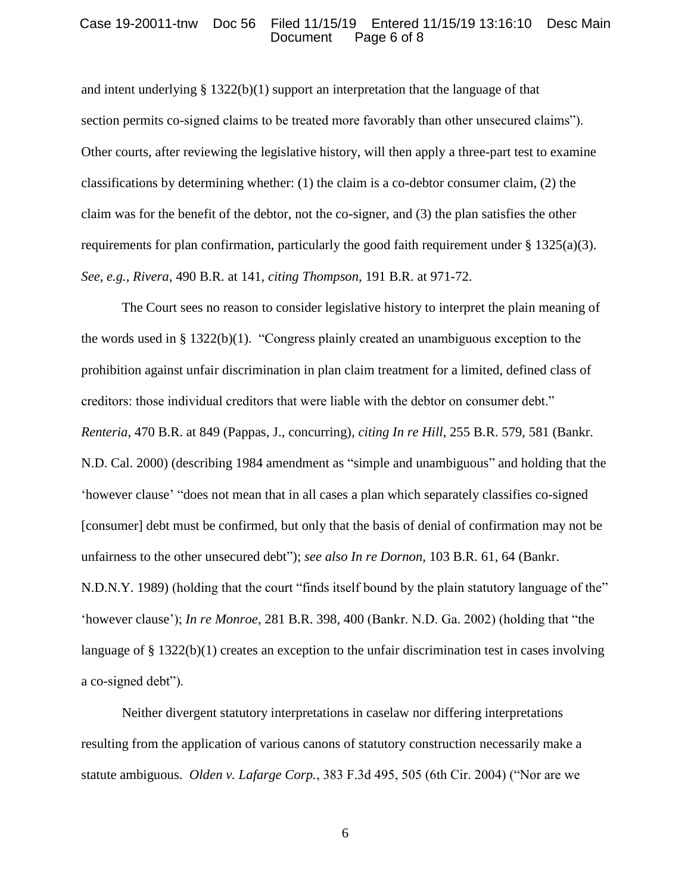and intent underlying § 1322(b)(1) support an interpretation that the language of that section permits co-signed claims to be treated more favorably than other unsecured claims"). Other courts, after reviewing the legislative history, will then apply a three-part test to examine classifications by determining whether: (1) the claim is a co-debtor consumer claim, (2) the claim was for the benefit of the debtor, not the co-signer, and (3) the plan satisfies the other requirements for plan confirmation, particularly the good faith requirement under § 1325(a)(3). *See*, *e.g.*, *Rivera*, 490 B.R. at 141, *citing Thompson*, 191 B.R. at 971-72.

The Court sees no reason to consider legislative history to interpret the plain meaning of the words used in § 1322(b)(1). "Congress plainly created an unambiguous exception to the prohibition against unfair discrimination in plan claim treatment for a limited, defined class of creditors: those individual creditors that were liable with the debtor on consumer debt." *Renteria*, 470 B.R. at 849 (Pappas, J., concurring), *citing In re Hill*, 255 B.R. 579, 581 (Bankr. N.D. Cal. 2000) (describing 1984 amendment as "simple and unambiguous" and holding that the 'however clause' "does not mean that in all cases a plan which separately classifies co-signed [consumer] debt must be confirmed, but only that the basis of denial of confirmation may not be unfairness to the other unsecured debt"); *see also In re Dornon*, 103 B.R. 61, 64 (Bankr. N.D.N.Y. 1989) (holding that the court "finds itself bound by the plain statutory language of the" 'however clause'); *In re Monroe*, 281 B.R. 398, 400 (Bankr. N.D. Ga. 2002) (holding that "the language of § 1322(b)(1) creates an exception to the unfair discrimination test in cases involving a co-signed debt").

Neither divergent statutory interpretations in caselaw nor differing interpretations resulting from the application of various canons of statutory construction necessarily make a statute ambiguous. *Olden v. Lafarge Corp.*, 383 F.3d 495, 505 (6th Cir. 2004) ("Nor are we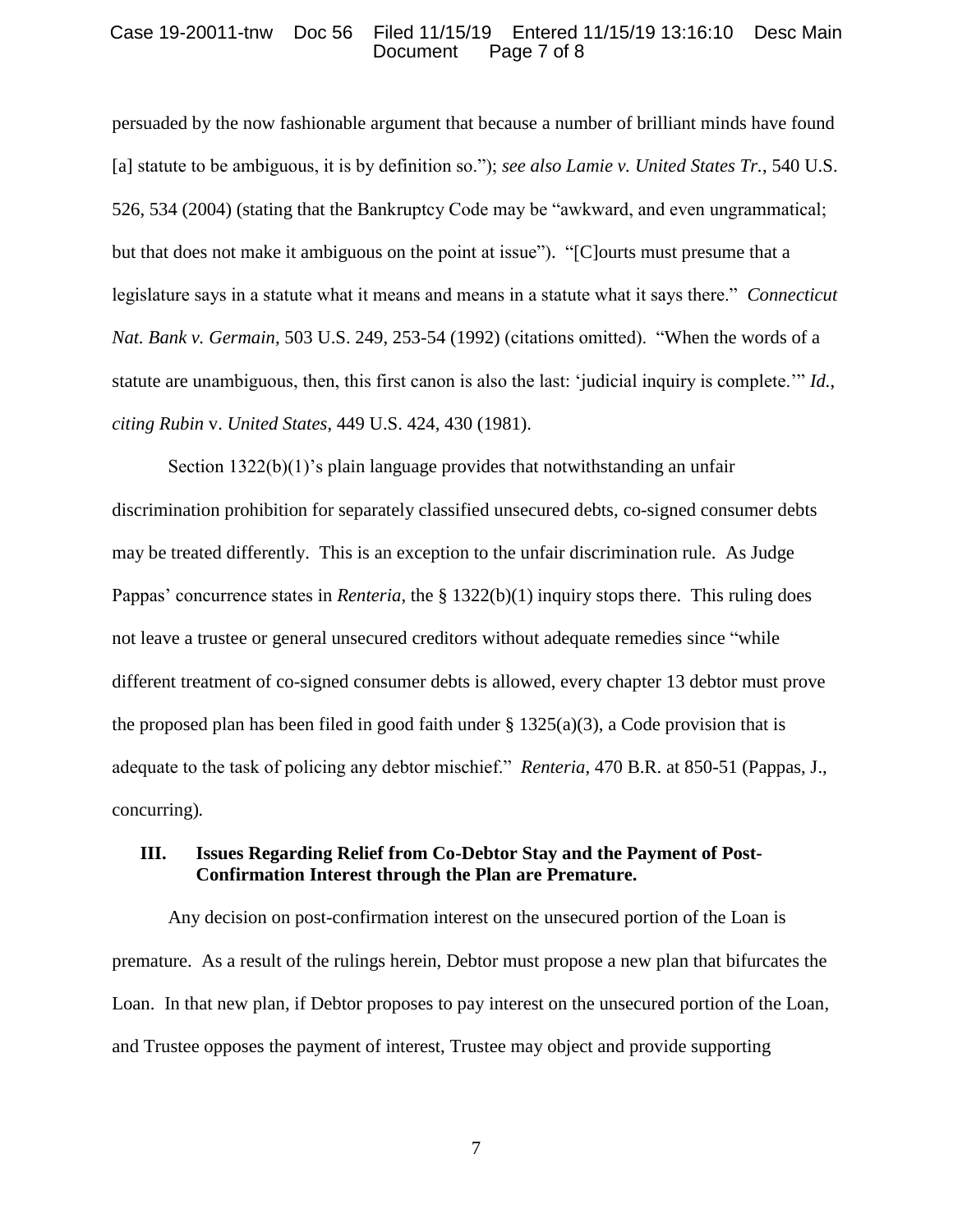persuaded by the now fashionable argument that because a number of brilliant minds have found [a] statute to be ambiguous, it is by definition so."); *see also Lamie v. United States Tr.*, 540 U.S. 526, 534 (2004) (stating that the Bankruptcy Code may be "awkward, and even ungrammatical; but that does not make it ambiguous on the point at issue"). "[C]ourts must presume that a legislature says in a statute what it means and means in a statute what it says there." *Connecticut Nat. Bank v. Germain*, 503 U.S. 249, 253-54 (1992) (citations omitted). "When the words of a statute are unambiguous, then, this first canon is also the last: 'judicial inquiry is complete.'" *Id.*, *citing Rubin* v. *United States*, 449 U.S. 424, 430 (1981).

Section 1322(b)(1)'s plain language provides that notwithstanding an unfair discrimination prohibition for separately classified unsecured debts, co-signed consumer debts may be treated differently. This is an exception to the unfair discrimination rule. As Judge Pappas' concurrence states in *Renteria*, the § 1322(b)(1) inquiry stops there. This ruling does not leave a trustee or general unsecured creditors without adequate remedies since "while different treatment of co-signed consumer debts is allowed, every chapter 13 debtor must prove the proposed plan has been filed in good faith under § 1325(a)(3), a Code provision that is adequate to the task of policing any debtor mischief." *Renteria*, 470 B.R. at 850-51 (Pappas, J., concurring)*.*

## III. Issues Regarding Relief from Co-Debtor Stay and the Payment of Post-Confirmation Interest through the Plan are Premature.

Any decision on post-confirmation interest on the unsecured portion of the Loan is premature. As a result of the rulings herein, Debtor must propose a new plan that bifurcates the Loan. In that new plan, if Debtor proposes to pay interest on the unsecured portion of the Loan, and Trustee opposes the payment of interest, Trustee may object and provide supporting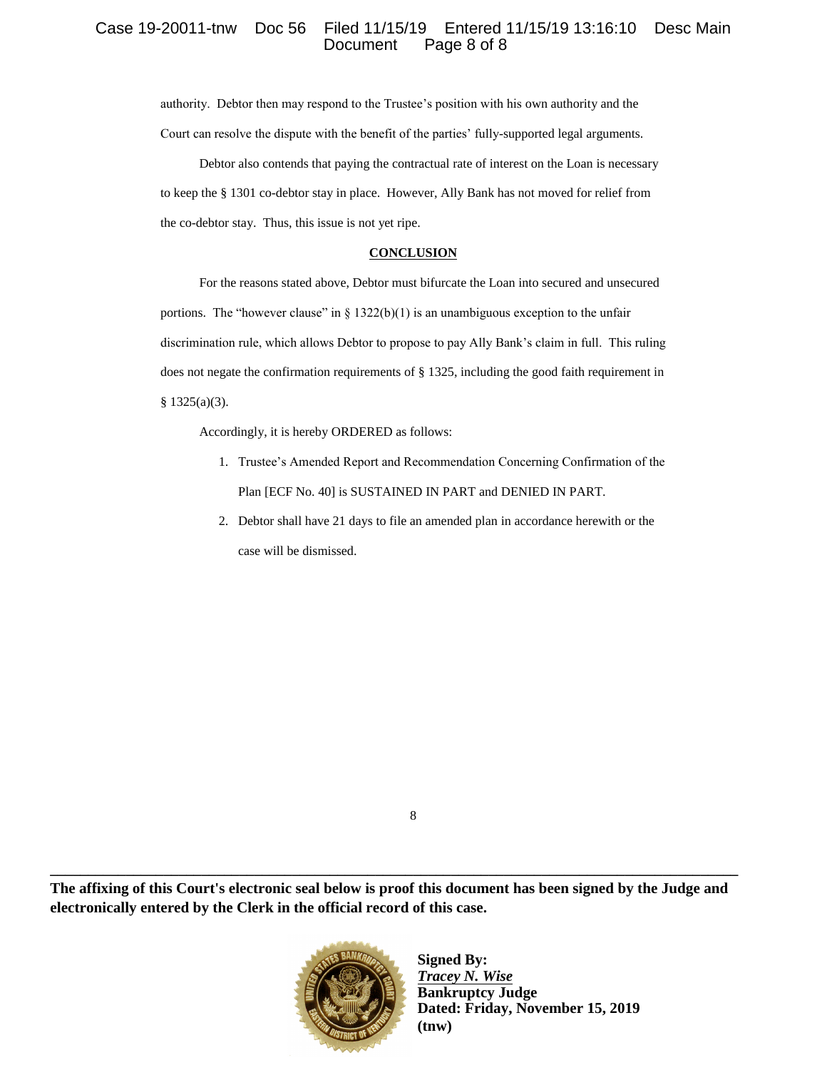authority. Debtor then may respond to the Trustee's position with his own authority and the Court can resolve the dispute with the benefit of the parties' fully-supported legal arguments.

Debtor also contends that paying the contractual rate of interest on the Loan is necessary to keep the § 1301 co-debtor stay in place. However, Ally Bank has not moved for relief from the co-debtor stay. Thus, this issue is not yet ripe.

## CONCLUSION

For the reasons stated above, Debtor must bifurcate the Loan into secured and unsecured portions. The "however clause" in § 1322(b)(1) is an unambiguous exception to the unfair discrimination rule, which allows Debtor to propose to pay Ally Bank's claim in full. This ruling does not negate the confirmation requirements of § 1325, including the good faith requirement in § 1325(a)(3).

Accordingly, it is hereby ORDERED as follows:

1. Trustee's Amended Report and Recommendation Concerning Confirmation of the Plan [ECF No. 40] is SUSTAINED IN PART and DENIED IN PART.
2. Debtor shall have 21 days to file an amended plan in accordance herewith or the case will be dismissed.

---

**The affixing of this Court's electronic seal below is proof this document has been signed by the Judge and electronically entered by the Clerk in the official record of this case.**

**Signed By:**
***Tracey N. Wise***
**Bankruptcy Judge**
**Dated: Friday, November 15, 2019**
**(tnw)**